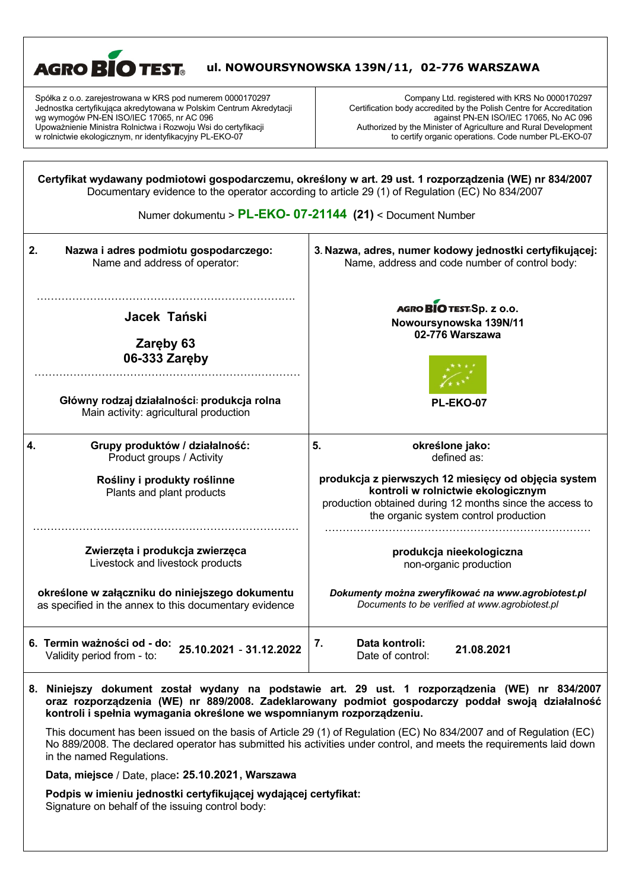**AGRO BIO TEST** **ul. NOWOURSYNOWSKA 139N/11, 02-776 WARSZAWA**

| | |
|---|---|
| Spółka z o.o. zarejestrowana w KRS pod numerem 0000170297<br>Jednostka certyfikująca akredytowana w Polskim Centrum Akredytacji wg wymogów PN-EN ISO/IEC 17065, nr AC 096<br>Upoważnienie Ministra Rolnictwa i Rozwoju Wsi do certyfikacji w rolnictwie ekologicznym, nr identyfikacyjny PL-EKO-07 | Company Ltd. registered with KRS No 0000170297<br>Certification body accredited by the Polish Centre for Accreditation against PN-EN ISO/IEC 17065, No AC 096<br>Authorized by the Minister of Agriculture and Rural Development to certify organic operations. Code number PL-EKO-07 |

**Certyfikat wydawany podmiotowi gospodarczemu, określony w art. 29 ust. 1 rozporządzenia (WE) nr 834/2007**
Documentary evidence to the operator according to article 29 (1) of Regulation (EC) No 834/2007

Numer dokumentu > **PL-EKO- 07-21144 (21)** < Document Number

| **2. Nazwa i adres podmiotu gospodarczego:**<br>Name and address of operator: | **3. Nazwa, adres, numer kodowy jednostki certyfikującej:**<br>Name, address and code number of control body: |
|---|---|
| **Jacek Tański**<br><br>**Zaręby 63**<br>**06-333 Zaręby** | **AGRO BIO TEST Sp. z o.o.**<br>**Nowoursynowska 139N/11**<br>**02-776 Warszawa** |
| **Główny rodzaj działalności: produkcja rolna**<br>Main activity: agricultural production | **PL-EKO-07** |
| **4. Grupy produktów / działalność:**<br>Product groups / Activity | **5. określone jako:**<br>defined as: |
| **Rośliny i produkty roślinne**<br>Plants and plant products | **produkcja z pierwszych 12 miesięcy od objęcia system kontroli w rolnictwie ekologicznym**<br>production obtained during 12 months since the access to the organic system control production |
| **Zwierzęta i produkcja zwierzęca**<br>Livestock and livestock products | **produkcja nieekologiczna**<br>non-organic production |
| **określone w załączniku do niniejszego dokumentu**<br>as specified in the annex to this documentary evidence | ***Dokumenty można zweryfikować na www.agrobiotest.pl***<br>*Documents to be verified at www.agrobiotest.pl* |
| **6. Termin ważności od - do:** Validity period from - to: **25.10.2021 - 31.12.2022** | **7. Data kontroli:** Date of control: **21.08.2021** |

**8. Niniejszy dokument został wydany na podstawie art. 29 ust. 1 rozporządzenia (WE) nr 834/2007 oraz rozporządzenia (WE) nr 889/2008. Zadeklarowany podmiot gospodarczy poddał swoją działalność kontroli i spełnia wymagania określone we wspomnianym rozporządzeniu.**

This document has been issued on the basis of Article 29 (1) of Regulation (EC) No 834/2007 and of Regulation (EC) No 889/2008. The declared operator has submitted his activities under control, and meets the requirements laid down in the named Regulations.

**Data, miejsce** / Date, place**: 25.10.2021, Warszawa**

**Podpis w imieniu jednostki certyfikującej wydającej certyfikat:**
Signature on behalf of the issuing control body: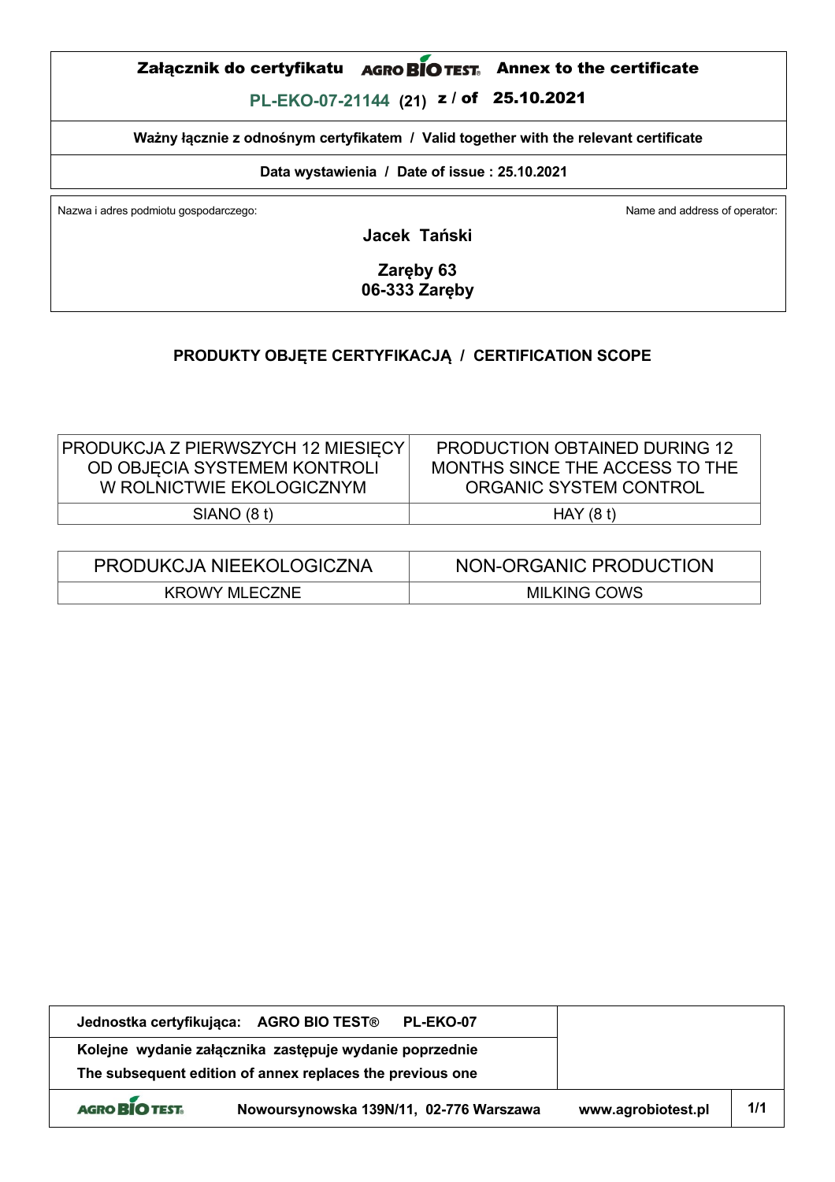**Załącznik do certyfikatu AGRO BIO TEST Annex to the certificate**

**PL-EKO-07-21144 (21) z / of 25.10.2021**

**Ważny łącznie z odnośnym certyfikatem / Valid together with the relevant certificate**

**Data wystawienia / Date of issue : 25.10.2021**

Nazwa i adres podmiotu gospodarczego: Name and address of operator:

**Jacek Tański**

**Zaręby 63**
**06-333 Zaręby**

## PRODUKTY OBJĘTE CERTYFIKACJĄ / CERTIFICATION SCOPE

| PRODUKCJA Z PIERWSZYCH 12 MIESIĘCY OD OBJĘCIA SYSTEMEM KONTROLI W ROLNICTWIE EKOLOGICZNYM | PRODUCTION OBTAINED DURING 12 MONTHS SINCE THE ACCESS TO THE ORGANIC SYSTEM CONTROL |
|---|---|
| SIANO (8 t) | HAY (8 t) |

| PRODUKCJA NIEEKOLOGICZNA | NON-ORGANIC PRODUCTION |
|---|---|
| KROWY MLECZNE | MILKING COWS |

**Jednostka certyfikująca: AGRO BIO TEST® PL-EKO-07**

**Kolejne wydanie załącznika zastępuje wydanie poprzednie**

**The subsequent edition of annex replaces the previous one**

**AGRO BIO TEST Nowoursynowska 139N/11, 02-776 Warszawa www.agrobiotest.pl**